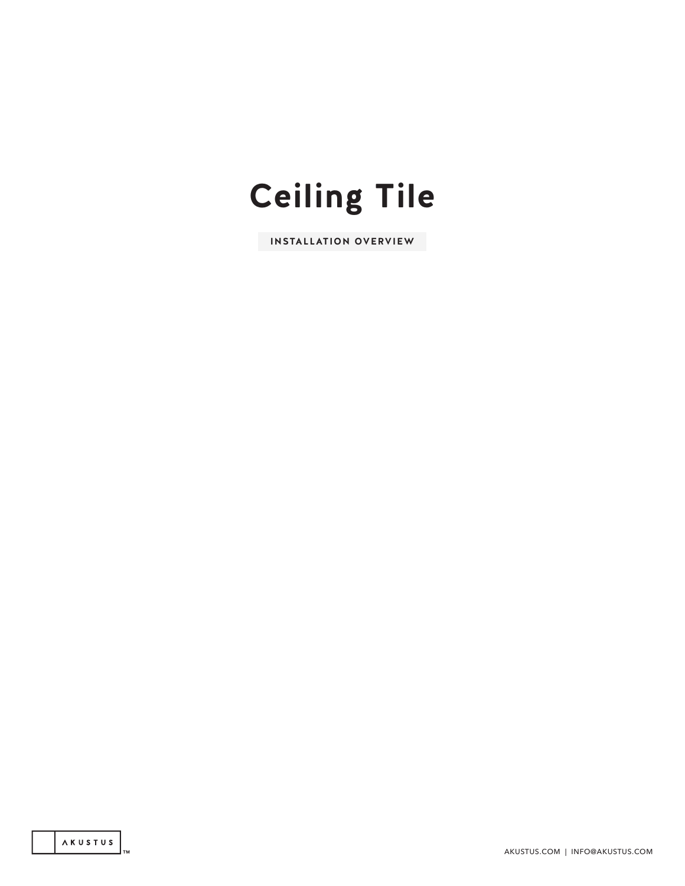# Ceiling Tile

**INSTALLATION OVERVIEW**

AKUSTUS™

AKUSTUS.COM | INFO@AKUSTUS.COM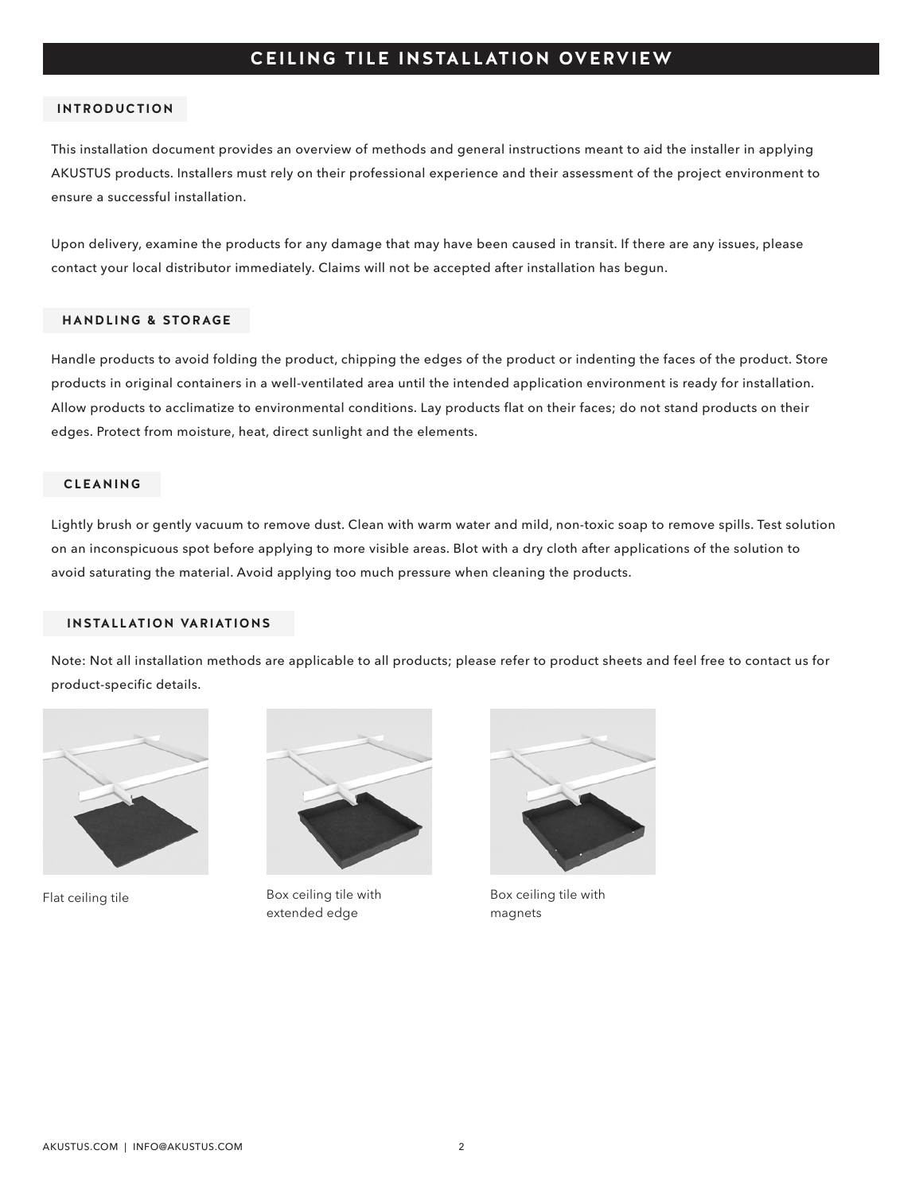# CEILING TILE INSTALLATION OVERVIEW

## INTRODUCTION

This installation document provides an overview of methods and general instructions meant to aid the installer in applying AKUSTUS products. Installers must rely on their professional experience and their assessment of the project environment to ensure a successful installation.

Upon delivery, examine the products for any damage that may have been caused in transit. If there are any issues, please contact your local distributor immediately. Claims will not be accepted after installation has begun.

## HANDLING & STORAGE

Handle products to avoid folding the product, chipping the edges of the product or indenting the faces of the product. Store products in original containers in a well-ventilated area until the intended application environment is ready for installation. Allow products to acclimatize to environmental conditions. Lay products flat on their faces; do not stand products on their edges. Protect from moisture, heat, direct sunlight and the elements.

## CLEANING

Lightly brush or gently vacuum to remove dust. Clean with warm water and mild, non-toxic soap to remove spills. Test solution on an inconspicuous spot before applying to more visible areas. Blot with a dry cloth after applications of the solution to avoid saturating the material. Avoid applying too much pressure when cleaning the products.

## INSTALLATION VARIATIONS

Note: Not all installation methods are applicable to all products; please refer to product sheets and feel free to contact us for product-specific details.

Flat ceiling tile

Box ceiling tile with extended edge

Box ceiling tile with magnets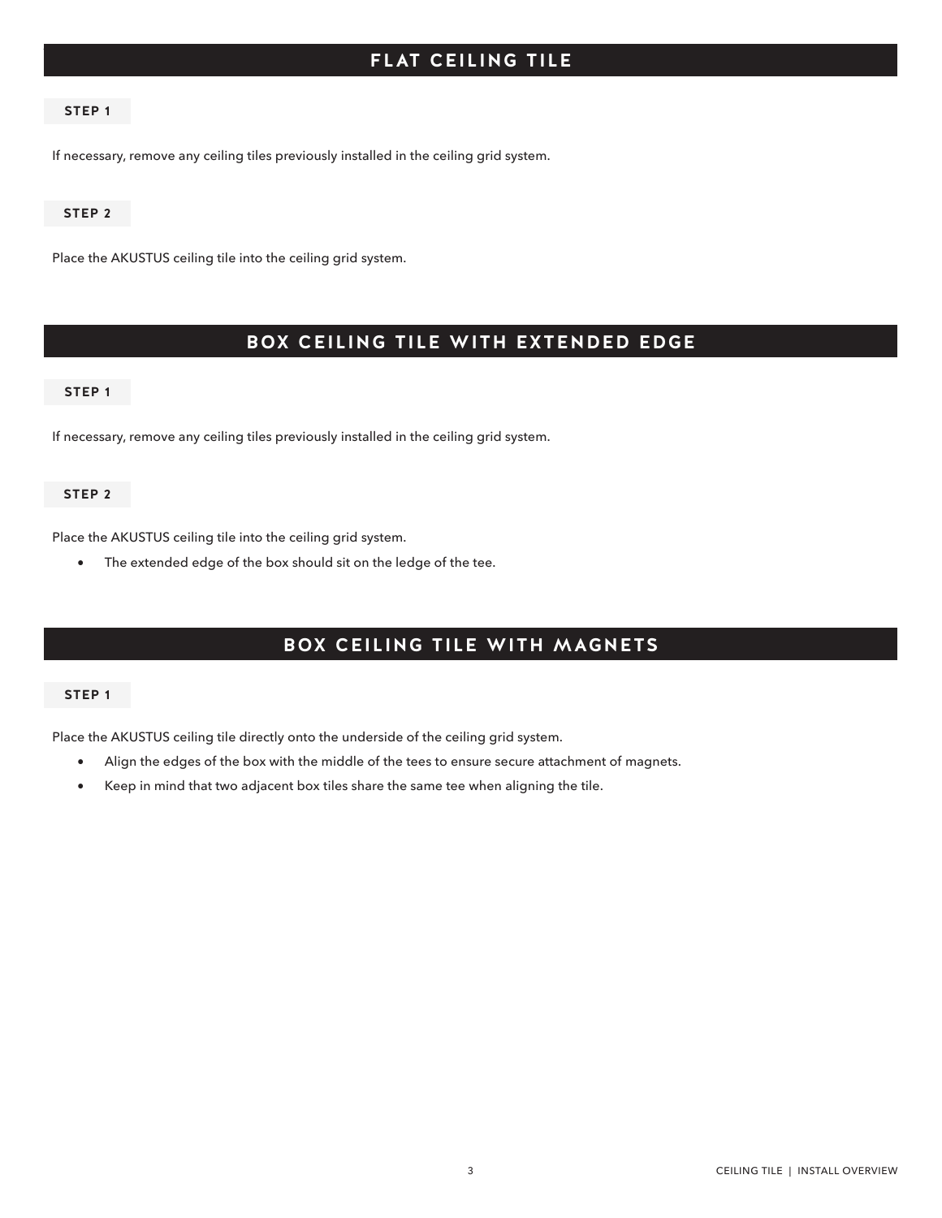## FLAT CEILING TILE

**STEP 1**

If necessary, remove any ceiling tiles previously installed in the ceiling grid system.

**STEP 2**

Place the AKUSTUS ceiling tile into the ceiling grid system.

## BOX CEILING TILE WITH EXTENDED EDGE

**STEP 1**

If necessary, remove any ceiling tiles previously installed in the ceiling grid system.

**STEP 2**

Place the AKUSTUS ceiling tile into the ceiling grid system.

- The extended edge of the box should sit on the ledge of the tee.

## BOX CEILING TILE WITH MAGNETS

**STEP 1**

Place the AKUSTUS ceiling tile directly onto the underside of the ceiling grid system.

- Align the edges of the box with the middle of the tees to ensure secure attachment of magnets.
- Keep in mind that two adjacent box tiles share the same tee when aligning the tile.